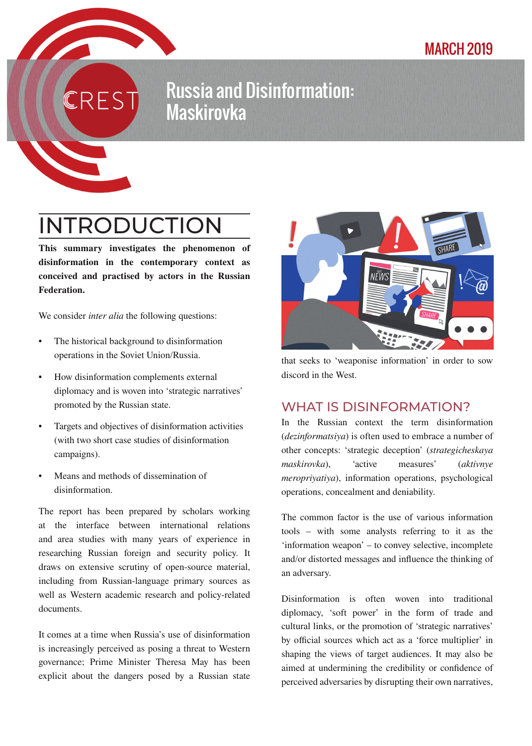MARCH 2019

# Russia and Disinformation: Maskirovka

## INTRODUCTION

**This summary investigates the phenomenon of disinformation in the contemporary context as conceived and practised by actors in the Russian Federation.**

We consider *inter alia* the following questions:

- The historical background to disinformation operations in the Soviet Union/Russia.
- How disinformation complements external diplomacy and is woven into 'strategic narratives' promoted by the Russian state.
- Targets and objectives of disinformation activities (with two short case studies of disinformation campaigns).
- Means and methods of dissemination of disinformation.

The report has been prepared by scholars working at the interface between international relations and area studies with many years of experience in researching Russian foreign and security policy. It draws on extensive scrutiny of open-source material, including from Russian-language primary sources as well as Western academic research and policy-related documents.

It comes at a time when Russia's use of disinformation is increasingly perceived as posing a threat to Western governance; Prime Minister Theresa May has been explicit about the dangers posed by a Russian state that seeks to 'weaponise information' in order to sow discord in the West.

## WHAT IS DISINFORMATION?

In the Russian context the term disinformation (*dezinformatsiya*) is often used to embrace a number of other concepts: 'strategic deception' (*strategicheskaya maskirovka*), 'active measures' (*aktivnye meropriyatiya*), information operations, psychological operations, concealment and deniability.

The common factor is the use of various information tools – with some analysts referring to it as the 'information weapon' – to convey selective, incomplete and/or distorted messages and influence the thinking of an adversary.

Disinformation is often woven into traditional diplomacy, 'soft power' in the form of trade and cultural links, or the promotion of 'strategic narratives' by official sources which act as a 'force multiplier' in shaping the views of target audiences. It may also be aimed at undermining the credibility or confidence of perceived adversaries by disrupting their own narratives,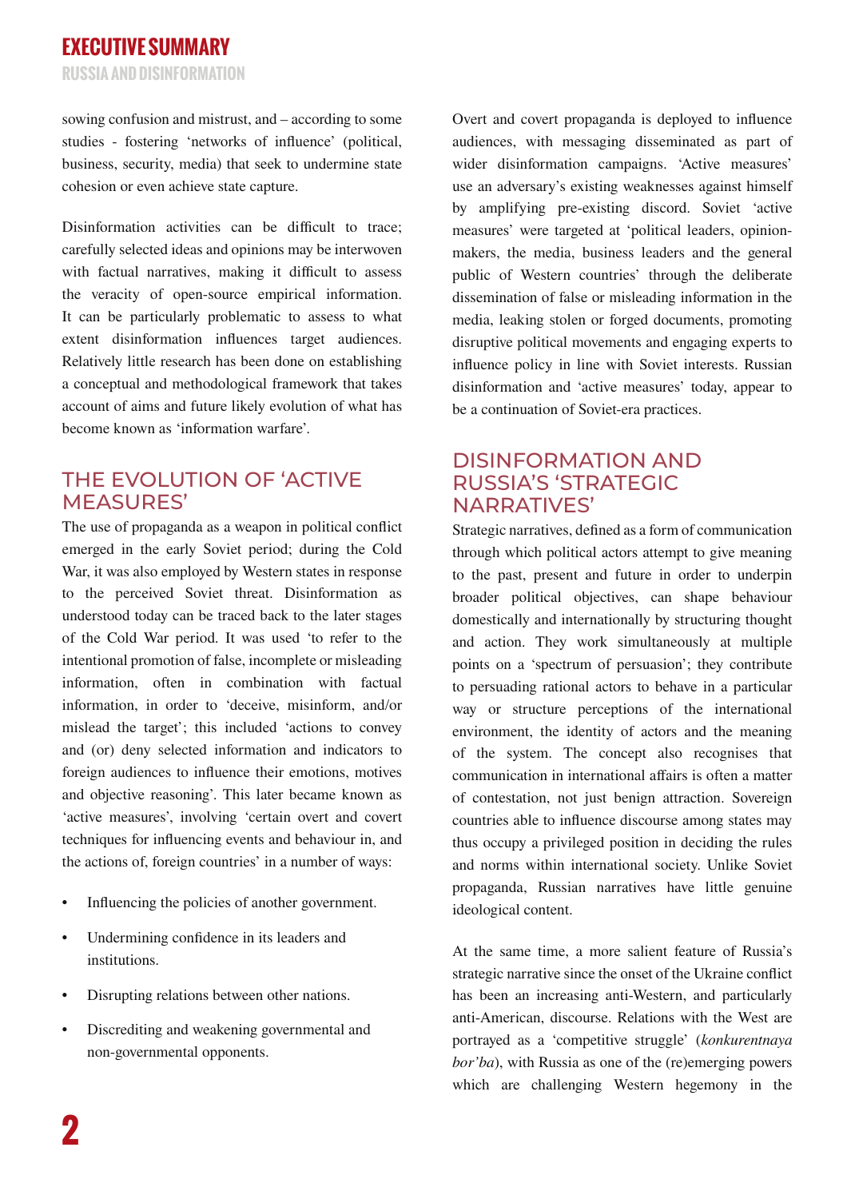sowing confusion and mistrust, and – according to some studies - fostering 'networks of influence' (political, business, security, media) that seek to undermine state cohesion or even achieve state capture.

Disinformation activities can be difficult to trace; carefully selected ideas and opinions may be interwoven with factual narratives, making it difficult to assess the veracity of open-source empirical information. It can be particularly problematic to assess to what extent disinformation influences target audiences. Relatively little research has been done on establishing a conceptual and methodological framework that takes account of aims and future likely evolution of what has become known as 'information warfare'.

## THE EVOLUTION OF 'ACTIVE MEASURES'

The use of propaganda as a weapon in political conflict emerged in the early Soviet period; during the Cold War, it was also employed by Western states in response to the perceived Soviet threat. Disinformation as understood today can be traced back to the later stages of the Cold War period. It was used 'to refer to the intentional promotion of false, incomplete or misleading information, often in combination with factual information, in order to 'deceive, misinform, and/or mislead the target'; this included 'actions to convey and (or) deny selected information and indicators to foreign audiences to influence their emotions, motives and objective reasoning'. This later became known as 'active measures', involving 'certain overt and covert techniques for influencing events and behaviour in, and the actions of, foreign countries' in a number of ways:

- Influencing the policies of another government.
- Undermining confidence in its leaders and institutions.
- Disrupting relations between other nations.
- Discrediting and weakening governmental and non-governmental opponents.

Overt and covert propaganda is deployed to influence audiences, with messaging disseminated as part of wider disinformation campaigns. 'Active measures' use an adversary's existing weaknesses against himself by amplifying pre-existing discord. Soviet 'active measures' were targeted at 'political leaders, opinion-makers, the media, business leaders and the general public of Western countries' through the deliberate dissemination of false or misleading information in the media, leaking stolen or forged documents, promoting disruptive political movements and engaging experts to influence policy in line with Soviet interests. Russian disinformation and 'active measures' today, appear to be a continuation of Soviet-era practices.

## DISINFORMATION AND RUSSIA'S 'STRATEGIC NARRATIVES'

Strategic narratives, defined as a form of communication through which political actors attempt to give meaning to the past, present and future in order to underpin broader political objectives, can shape behaviour domestically and internationally by structuring thought and action. They work simultaneously at multiple points on a 'spectrum of persuasion'; they contribute to persuading rational actors to behave in a particular way or structure perceptions of the international environment, the identity of actors and the meaning of the system. The concept also recognises that communication in international affairs is often a matter of contestation, not just benign attraction. Sovereign countries able to influence discourse among states may thus occupy a privileged position in deciding the rules and norms within international society. Unlike Soviet propaganda, Russian narratives have little genuine ideological content.

At the same time, a more salient feature of Russia's strategic narrative since the onset of the Ukraine conflict has been an increasing anti-Western, and particularly anti-American, discourse. Relations with the West are portrayed as a 'competitive struggle' (*konkurentnaya bor'ba*), with Russia as one of the (re)emerging powers which are challenging Western hegemony in the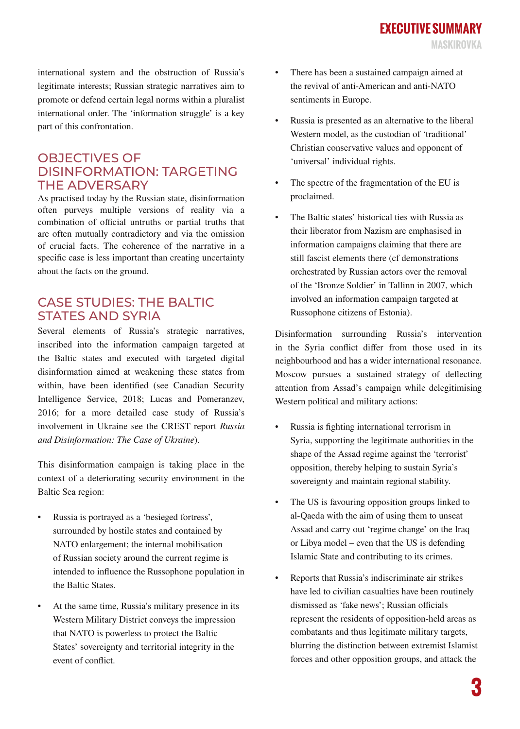international system and the obstruction of Russia's legitimate interests; Russian strategic narratives aim to promote or defend certain legal norms within a pluralist international order. The 'information struggle' is a key part of this confrontation.

## OBJECTIVES OF DISINFORMATION: TARGETING THE ADVERSARY

As practised today by the Russian state, disinformation often purveys multiple versions of reality via a combination of official untruths or partial truths that are often mutually contradictory and via the omission of crucial facts. The coherence of the narrative in a specific case is less important than creating uncertainty about the facts on the ground.

## CASE STUDIES: THE BALTIC STATES AND SYRIA

Several elements of Russia's strategic narratives, inscribed into the information campaign targeted at the Baltic states and executed with targeted digital disinformation aimed at weakening these states from within, have been identified (see Canadian Security Intelligence Service, 2018; Lucas and Pomeranzev, 2016; for a more detailed case study of Russia's involvement in Ukraine see the CREST report *Russia and Disinformation: The Case of Ukraine*).

This disinformation campaign is taking place in the context of a deteriorating security environment in the Baltic Sea region:

- Russia is portrayed as a 'besieged fortress', surrounded by hostile states and contained by NATO enlargement; the internal mobilisation of Russian society around the current regime is intended to influence the Russophone population in the Baltic States.
- At the same time, Russia's military presence in its Western Military District conveys the impression that NATO is powerless to protect the Baltic States' sovereignty and territorial integrity in the event of conflict.
- There has been a sustained campaign aimed at the revival of anti-American and anti-NATO sentiments in Europe.
- Russia is presented as an alternative to the liberal Western model, as the custodian of 'traditional' Christian conservative values and opponent of 'universal' individual rights.
- The spectre of the fragmentation of the EU is proclaimed.
- The Baltic states' historical ties with Russia as their liberator from Nazism are emphasised in information campaigns claiming that there are still fascist elements there (cf demonstrations orchestrated by Russian actors over the removal of the 'Bronze Soldier' in Tallinn in 2007, which involved an information campaign targeted at Russophone citizens of Estonia).

Disinformation surrounding Russia's intervention in the Syria conflict differ from those used in its neighbourhood and has a wider international resonance. Moscow pursues a sustained strategy of deflecting attention from Assad's campaign while delegitimising Western political and military actions:

- Russia is fighting international terrorism in Syria, supporting the legitimate authorities in the shape of the Assad regime against the 'terrorist' opposition, thereby helping to sustain Syria's sovereignty and maintain regional stability.
- The US is favouring opposition groups linked to al-Qaeda with the aim of using them to unseat Assad and carry out 'regime change' on the Iraq or Libya model – even that the US is defending Islamic State and contributing to its crimes.
- Reports that Russia's indiscriminate air strikes have led to civilian casualties have been routinely dismissed as 'fake news'; Russian officials represent the residents of opposition-held areas as combatants and thus legitimate military targets, blurring the distinction between extremist Islamist forces and other opposition groups, and attack the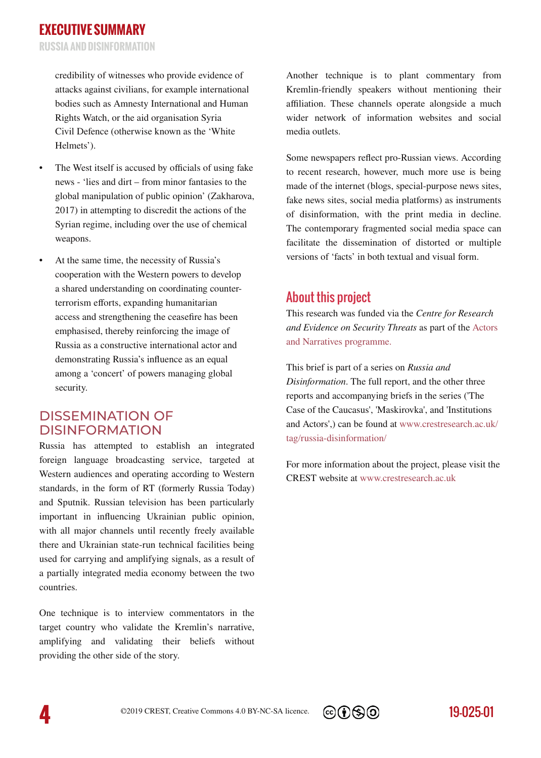credibility of witnesses who provide evidence of attacks against civilians, for example international bodies such as Amnesty International and Human Rights Watch, or the aid organisation Syria Civil Defence (otherwise known as the 'White Helmets').

- The West itself is accused by officials of using fake news - 'lies and dirt – from minor fantasies to the global manipulation of public opinion' (Zakharova, 2017) in attempting to discredit the actions of the Syrian regime, including over the use of chemical weapons.
- At the same time, the necessity of Russia's cooperation with the Western powers to develop a shared understanding on coordinating counter-terrorism efforts, expanding humanitarian access and strengthening the ceasefire has been emphasised, thereby reinforcing the image of Russia as a constructive international actor and demonstrating Russia's influence as an equal among a 'concert' of powers managing global security.

## DISSEMINATION OF DISINFORMATION

Russia has attempted to establish an integrated foreign language broadcasting service, targeted at Western audiences and operating according to Western standards, in the form of RT (formerly Russia Today) and Sputnik. Russian television has been particularly important in influencing Ukrainian public opinion, with all major channels until recently freely available there and Ukrainian state-run technical facilities being used for carrying and amplifying signals, as a result of a partially integrated media economy between the two countries.

One technique is to interview commentators in the target country who validate the Kremlin's narrative, amplifying and validating their beliefs without providing the other side of the story.

Another technique is to plant commentary from Kremlin-friendly speakers without mentioning their affiliation. These channels operate alongside a much wider network of information websites and social media outlets.

Some newspapers reflect pro-Russian views. According to recent research, however, much more use is being made of the internet (blogs, special-purpose news sites, fake news sites, social media platforms) as instruments of disinformation, with the print media in decline. The contemporary fragmented social media space can facilitate the dissemination of distorted or multiple versions of 'facts' in both textual and visual form.

## About this project

This research was funded via the *Centre for Research and Evidence on Security Threats* as part of the Actors and Narratives programme.

This brief is part of a series on *Russia and Disinformation*. The full report, and the other three reports and accompanying briefs in the series ('The Case of the Caucasus', 'Maskirovka', and 'Institutions and Actors',) can be found at www.crestresearch.ac.uk/tag/russia-disinformation/

For more information about the project, please visit the CREST website at www.crestresearch.ac.uk

©2019 CREST, Creative Commons 4.0 BY-NC-SA licence.

19-025-01